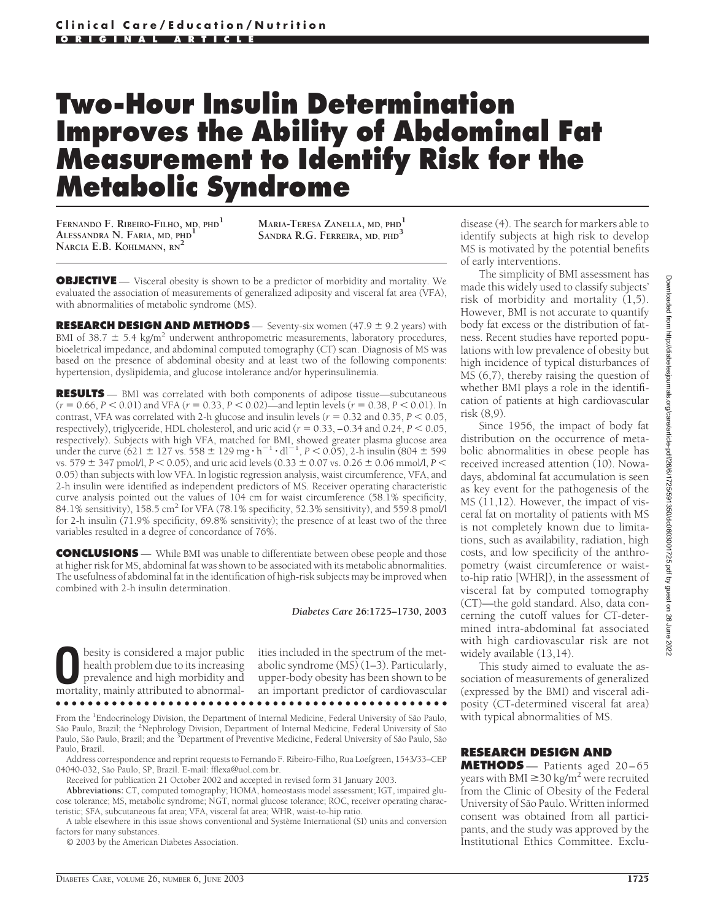Clinical Care/Education/Nutrition

ORIGINAL ARTICLE

# Two-Hour Insulin Determination Improves the Ability of Abdominal Fat Measurement to Identify Risk for the Metabolic Syndrome

FERNANDO F. RIBEIRO-FILHO, MD, PHD[1]
ALESSANDRA N. FARIA, MD, PHD[1]
NARCIA E.B. KOHLMANN, RN[2]
MARIA-TERESA ZANELLA, MD, PHD[1]
SANDRA R.G. FERREIRA, MD, PHD[3]

**OBJECTIVE** — Visceral obesity is shown to be a predictor of morbidity and mortality. We evaluated the association of measurements of generalized adiposity and visceral fat area (VFA), with abnormalities of metabolic syndrome (MS).

**RESEARCH DESIGN AND METHODS** — Seventy-six women (47.9 ± 9.2 years) with BMI of 38.7 ± 5.4 $kg/m^2$ underwent anthropometric measurements, laboratory procedures, bioelectrical impedance, and abdominal computed tomography (CT) scan. Diagnosis of MS was based on the presence of abdominal obesity and at least two of the following components: hypertension, dyslipidemia, and glucose intolerance and/or hyperinsulinemia.

**RESULTS** — BMI was correlated with both components of adipose tissue—subcutaneous ($r = 0.66$, $P < 0.01$) and VFA ($r = 0.33$, $P < 0.02$)—and leptin levels ($r = 0.38$, $P < 0.01$). In contrast, VFA was correlated with 2-h glucose and insulin levels ($r = 0.32$ and 0.35, $P < 0.05$, respectively), triglyceride, HDL cholesterol, and uric acid ($r = 0.33$, −0.34 and 0.24, $P < 0.05$, respectively). Subjects with high VFA, matched for BMI, showed greater plasma glucose area under the curve (621 ± 127 vs. 558 ± 129 $mg \cdot h^{-1} \cdot dl^{-1}$, $P < 0.05$), 2-h insulin (804 ± 599 vs. 579 ± 347 pmol/l, $P < 0.05$), and uric acid levels (0.33 ± 0.07 vs. 0.26 ± 0.06 mmol/l, $P < 0.05$) than subjects with low VFA. In logistic regression analysis, waist circumference, VFA, and 2-h insulin were identified as independent predictors of MS. Receiver operating characteristic curve analysis pointed out the values of 104 cm for waist circumference (58.1% specificity, 84.1% sensitivity), 158.5 $cm^2$ for VFA (78.1% specificity, 52.3% sensitivity), and 559.8 pmol/l for 2-h insulin (71.9% specificity, 69.8% sensitivity); the presence of at least two of the three variables resulted in a degree of concordance of 76%.

**CONCLUSIONS** — While BMI was unable to differentiate between obese people and those at higher risk for MS, abdominal fat was shown to be associated with its metabolic abnormalities. The usefulness of abdominal fat in the identification of high-risk subjects may be improved when combined with 2-h insulin determination.

*Diabetes Care* **26:1725–1730, 2003**

Obesity is considered a major public health problem due to its increasing prevalence and high morbidity and mortality, mainly attributed to abnormalities included in the spectrum of the metabolic syndrome (MS) (1–3). Particularly, upper-body obesity has been shown to be an important predictor of cardiovascular disease (4). The search for markers able to identify subjects at high risk to develop MS is motivated by the potential benefits of early interventions.

The simplicity of BMI assessment has made this widely used to classify subjects' risk of morbidity and mortality (1,5). However, BMI is not accurate to quantify body fat excess or the distribution of fatness. Recent studies have reported populations with low prevalence of obesity but high incidence of typical disturbances of MS (6,7), thereby raising the question of whether BMI plays a role in the identification of patients at high cardiovascular risk (8,9).

Since 1956, the impact of body fat distribution on the occurrence of metabolic abnormalities in obese people has received increased attention (10). Nowadays, abdominal fat accumulation is seen as key event for the pathogenesis of the MS (11,12). However, the impact of visceral fat on mortality of patients with MS is not completely known due to limitations, such as availability, radiation, high costs, and low specificity of the anthropometry (waist circumference or waist-to-hip ratio [WHR]), in the assessment of visceral fat by computed tomography (CT)—the gold standard. Also, data concerning the cutoff values for CT-determined intra-abdominal fat associated with high cardiovascular risk are not widely available (13,14).

This study aimed to evaluate the association of measurements of generalized (expressed by the BMI) and visceral adiposity (CT-determined visceral fat area) with typical abnormalities of MS.

## RESEARCH DESIGN AND METHODS

— Patients aged 20–65 years with BMI ≥30 $kg/m^2$ were recruited from the Clinic of Obesity of the Federal University of São Paulo. Written informed consent was obtained from all participants, and the study was approved by the Institutional Ethics Committee. Exclu-

From the [1]Endocrinology Division, the Department of Internal Medicine, Federal University of São Paulo, São Paulo, Brazil; the [2]Nephrology Division, Department of Internal Medicine, Federal University of São Paulo, São Paulo, Brazil; and the [3]Department of Preventive Medicine, Federal University of São Paulo, São Paulo, Brazil.

Address correspondence and reprint requests to Fernando F. Ribeiro-Filho, Rua Loefgreen, 1543/33–CEP 04040-032, São Paulo, SP, Brazil. E-mail: fflexa@uol.com.br.

Received for publication 21 October 2002 and accepted in revised form 31 January 2003.

**Abbreviations:** CT, computed tomography; HOMA, homeostasis model assessment; IGT, impaired glucose tolerance; MS, metabolic syndrome; NGT, normal glucose tolerance; ROC, receiver operating characteristic; SFA, subcutaneous fat area; VFA, visceral fat area; WHR, waist-to-hip ratio.

A table elsewhere in this issue shows conventional and Système International (SI) units and conversion factors for many substances.

© 2003 by the American Diabetes Association.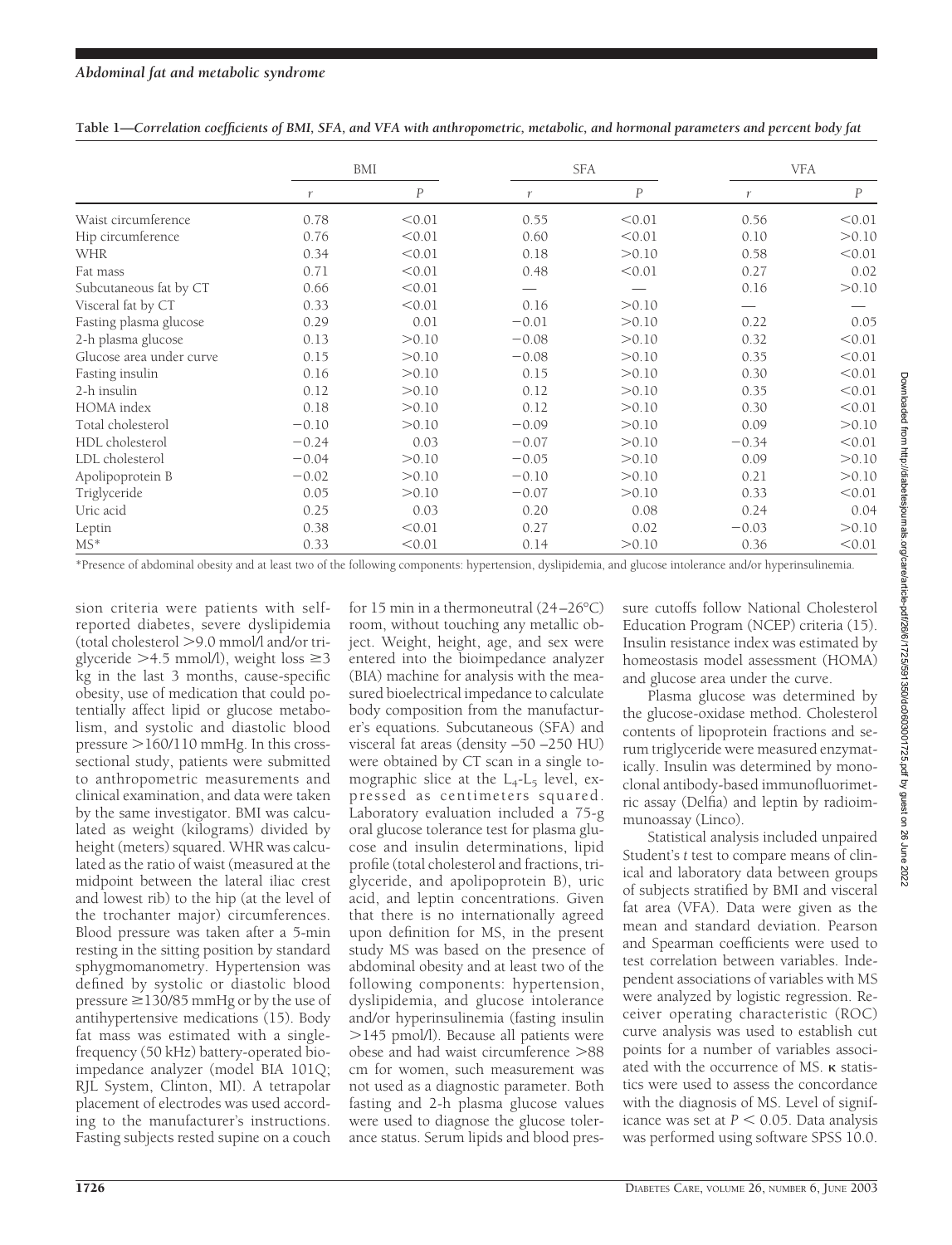**Table 1—*Correlation coefficients of BMI, SFA, and VFA with anthropometric, metabolic, and hormonal parameters and percent body fat***

| | BMI | | SFA | | VFA | |
|---|---|---|---|---|---|---|
| | *r* | *P* | *r* | *P* | *r* | *P* |
| Waist circumference | 0.78 | <0.01 | 0.55 | <0.01 | 0.56 | <0.01 |
| Hip circumference | 0.76 | <0.01 | 0.60 | <0.01 | 0.10 | >0.10 |
| WHR | 0.34 | <0.01 | 0.18 | >0.10 | 0.58 | <0.01 |
| Fat mass | 0.71 | <0.01 | 0.48 | <0.01 | 0.27 | 0.02 |
| Subcutaneous fat by CT | 0.66 | <0.01 | — | — | 0.16 | >0.10 |
| Visceral fat by CT | 0.33 | <0.01 | 0.16 | >0.10 | — | — |
| Fasting plasma glucose | 0.29 | 0.01 | −0.01 | >0.10 | 0.22 | 0.05 |
| 2-h plasma glucose | 0.13 | >0.10 | −0.08 | >0.10 | 0.32 | <0.01 |
| Glucose area under curve | 0.15 | >0.10 | −0.08 | >0.10 | 0.35 | <0.01 |
| Fasting insulin | 0.16 | >0.10 | 0.15 | >0.10 | 0.30 | <0.01 |
| 2-h insulin | 0.12 | >0.10 | 0.12 | >0.10 | 0.35 | <0.01 |
| HOMA index | 0.18 | >0.10 | 0.12 | >0.10 | 0.30 | <0.01 |
| Total cholesterol | −0.10 | >0.10 | −0.09 | >0.10 | 0.09 | >0.10 |
| HDL cholesterol | −0.24 | 0.03 | −0.07 | >0.10 | −0.34 | <0.01 |
| LDL cholesterol | −0.04 | >0.10 | −0.05 | >0.10 | 0.09 | >0.10 |
| Apolipoprotein B | −0.02 | >0.10 | −0.10 | >0.10 | 0.21 | >0.10 |
| Triglyceride | 0.05 | >0.10 | −0.07 | >0.10 | 0.33 | <0.01 |
| Uric acid | 0.25 | 0.03 | 0.20 | 0.08 | 0.24 | 0.04 |
| Leptin | 0.38 | <0.01 | 0.27 | 0.02 | −0.03 | >0.10 |
| MS* | 0.33 | <0.01 | 0.14 | >0.10 | 0.36 | <0.01 |

*Presence of abdominal obesity and at least two of the following components: hypertension, dyslipidemia, and glucose intolerance and/or hyperinsulinemia.

sion criteria were patients with self-reported diabetes, severe dyslipidemia (total cholesterol >9.0 mmol/l and/or triglyceride >4.5 mmol/l), weight loss ≥3 kg in the last 3 months, cause-specific obesity, use of medication that could potentially affect lipid or glucose metabolism, and systolic and diastolic blood pressure >160/110 mmHg. In this cross-sectional study, patients were submitted to anthropometric measurements and clinical examination, and data were taken by the same investigator. BMI was calculated as weight (kilograms) divided by height (meters) squared. WHR was calculated as the ratio of waist (measured at the midpoint between the lateral iliac crest and lowest rib) to the hip (at the level of the trochanter major) circumferences. Blood pressure was taken after a 5-min resting in the sitting position by standard sphygmomanometry. Hypertension was defined by systolic or diastolic blood pressure ≥130/85 mmHg or by the use of antihypertensive medications (15). Body fat mass was estimated with a single-frequency (50 kHz) battery-operated bioimpedance analyzer (model BIA 101Q; RJL System, Clinton, MI). A tetrapolar placement of electrodes was used according to the manufacturer's instructions. Fasting subjects rested supine on a couch for 15 min in a thermoneutral (24–26°C) room, without touching any metallic object. Weight, height, age, and sex were entered into the bioimpedance analyzer (BIA) machine for analysis with the measured bioelectrical impedance to calculate body composition from the manufacturer's equations. Subcutaneous (SFA) and visceral fat areas (density −50 −250 HU) were obtained by CT scan in a single tomographic slice at the $L_4$-$L_5$ level, expressed as centimeters squared. Laboratory evaluation included a 75-g oral glucose tolerance test for plasma glucose and insulin determinations, lipid profile (total cholesterol and fractions, triglyceride, and apolipoprotein B), uric acid, and leptin concentrations. Given that there is no internationally agreed upon definition for MS, in the present study MS was based on the presence of abdominal obesity and at least two of the following components: hypertension, dyslipidemia, and glucose intolerance and/or hyperinsulinemia (fasting insulin >145 pmol/l). Because all patients were obese and had waist circumference >88 cm for women, such measurement was not used as a diagnostic parameter. Both fasting and 2-h plasma glucose values were used to diagnose the glucose tolerance status. Serum lipids and blood pressure cutoffs follow National Cholesterol Education Program (NCEP) criteria (15). Insulin resistance index was estimated by homeostasis model assessment (HOMA) and glucose area under the curve.

Plasma glucose was determined by the glucose-oxidase method. Cholesterol contents of lipoprotein fractions and serum triglyceride were measured enzymatically. Insulin was determined by monoclonal antibody-based immunofluorimetric assay (Delfia) and leptin by radioimmunoassay (Linco).

Statistical analysis included unpaired Student's *t* test to compare means of clinical and laboratory data between groups of subjects stratified by BMI and visceral fat area (VFA). Data were given as the mean and standard deviation. Pearson and Spearman coefficients were used to test correlation between variables. Independent associations of variables with MS were analyzed by logistic regression. Receiver operating characteristic (ROC) curve analysis was used to establish cut points for a number of variables associated with the occurrence of MS. $\kappa$ statistics were used to assess the concordance with the diagnosis of MS. Level of significance was set at $P < 0.05$. Data analysis was performed using software SPSS 10.0.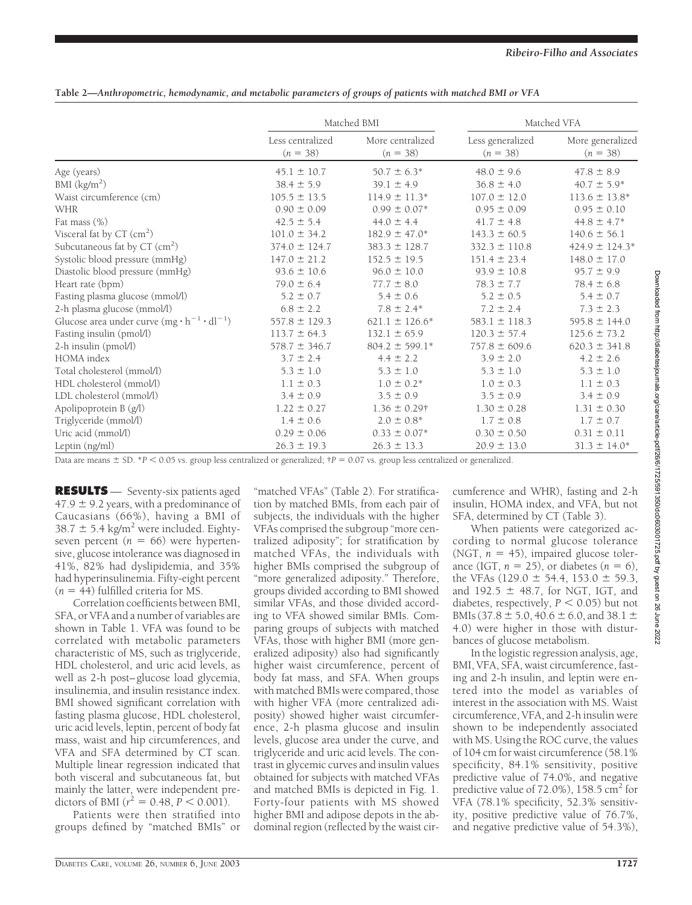**Table 2—Anthropometric, hemodynamic, and metabolic parameters of groups of patients with matched BMI or VFA**

| | Matched BMI | | Matched VFA | |
|---|---|---|---|---|
| | Less centralized ($n$ = 38) | More centralized ($n$ = 38) | Less generalized ($n$ = 38) | More generalized ($n$ = 38) |
| Age (years) | 45.1 ± 10.7 | 50.7 ± 6.3* | 48.0 ± 9.6 | 47.8 ± 8.9 |
| BMI (kg/m$^2$) | 38.4 ± 5.9 | 39.1 ± 4.9 | 36.8 ± 4.0 | 40.7 ± 5.9* |
| Waist circumference (cm) | 105.5 ± 13.5 | 114.9 ± 11.3* | 107.0 ± 12.0 | 113.6 ± 13.8* |
| WHR | 0.90 ± 0.09 | 0.99 ± 0.07* | 0.95 ± 0.09 | 0.95 ± 0.10 |
| Fat mass (%) | 42.5 ± 5.4 | 44.0 ± 4.4 | 41.7 ± 4.8 | 44.8 ± 4.7* |
| Visceral fat by CT (cm$^2$) | 101.0 ± 34.2 | 182.9 ± 47.0* | 143.3 ± 60.5 | 140.6 ± 56.1 |
| Subcutaneous fat by CT (cm$^2$) | 374.0 ± 124.7 | 383.3 ± 128.7 | 332.3 ± 110.8 | 424.9 ± 124.3* |
| Systolic blood pressure (mmHg) | 147.0 ± 21.2 | 152.5 ± 19.5 | 151.4 ± 23.4 | 148.0 ± 17.0 |
| Diastolic blood pressure (mmHg) | 93.6 ± 10.6 | 96.0 ± 10.0 | 93.9 ± 10.8 | 95.7 ± 9.9 |
| Heart rate (bpm) | 79.0 ± 6.4 | 77.7 ± 8.0 | 78.3 ± 7.7 | 78.4 ± 6.8 |
| Fasting plasma glucose (mmol/l) | 5.2 ± 0.7 | 5.4 ± 0.6 | 5.2 ± 0.5 | 5.4 ± 0.7 |
| 2-h plasma glucose (mmol/l) | 6.8 ± 2.2 | 7.8 ± 2.4* | 7.2 ± 2.4 | 7.3 ± 2.3 |
| Glucose area under curve (mg · h$^{-1}$ · dl$^{-1}$) | 557.8 ± 129.3 | 621.1 ± 126.6* | 583.1 ± 118.3 | 595.8 ± 144.0 |
| Fasting insulin (pmol/l) | 113.7 ± 64.3 | 132.1 ± 65.9 | 120.3 ± 57.4 | 125.6 ± 73.2 |
| 2-h insulin (pmol/l) | 578.7 ± 346.7 | 804.2 ± 599.1* | 757.8 ± 609.6 | 620.3 ± 341.8 |
| HOMA index | 3.7 ± 2.4 | 4.4 ± 2.2 | 3.9 ± 2.0 | 4.2 ± 2.6 |
| Total cholesterol (mmol/l) | 5.3 ± 1.0 | 5.3 ± 1.0 | 5.3 ± 1.0 | 5.3 ± 1.0 |
| HDL cholesterol (mmol/l) | 1.1 ± 0.3 | 1.0 ± 0.2* | 1.0 ± 0.3 | 1.1 ± 0.3 |
| LDL cholesterol (mmol/l) | 3.4 ± 0.9 | 3.5 ± 0.9 | 3.5 ± 0.9 | 3.4 ± 0.9 |
| Apolipoprotein B (g/l) | 1.22 ± 0.27 | 1.36 ± 0.29† | 1.30 ± 0.28 | 1.31 ± 0.30 |
| Triglyceride (mmol/l) | 1.4 ± 0.6 | 2.0 ± 0.8* | 1.7 ± 0.8 | 1.7 ± 0.7 |
| Uric acid (mmol/l) | 0.29 ± 0.06 | 0.33 ± 0.07* | 0.30 ± 0.50 | 0.31 ± 0.11 |
| Leptin (ng/ml) | 26.3 ± 19.3 | 26.3 ± 13.3 | 20.9 ± 13.0 | 31.3 ± 14.0* |

Data are means ± SD. *$P$ < 0.05 vs. group less centralized or generalized; †$P$ = 0.07 vs. group less centralized or generalized.

**RESULTS** — Seventy-six patients aged 47.9 ± 9.2 years, with a predominance of Caucasians (66%), having a BMI of 38.7 ± 5.4 kg/m$^2$ were included. Eighty-seven percent ($n$ = 66) were hypertensive, glucose intolerance was diagnosed in 41%, 82% had dyslipidemia, and 35% had hyperinsulinemia. Fifty-eight percent ($n$ = 44) fulfilled criteria for MS.

Correlation coefficients between BMI, SFA, or VFA and a number of variables are shown in Table 1. VFA was found to be correlated with metabolic parameters characteristic of MS, such as triglyceride, HDL cholesterol, and uric acid levels, as well as 2-h post–glucose load glycemia, insulinemia, and insulin resistance index. BMI showed significant correlation with fasting plasma glucose, HDL cholesterol, uric acid levels, leptin, percent of body fat mass, waist and hip circumferences, and VFA and SFA determined by CT scan. Multiple linear regression indicated that both visceral and subcutaneous fat, but mainly the latter, were independent predictors of BMI ($r^2$ = 0.48, $P$ < 0.001).

Patients were then stratified into groups defined by "matched BMIs" or "matched VFAs" (Table 2). For stratification by matched BMIs, from each pair of subjects, the individuals with the higher VFAs comprised the subgroup "more centralized adiposity"; for stratification by matched VFAs, the individuals with higher BMIs comprised the subgroup of "more generalized adiposity." Therefore, groups divided according to BMI showed similar VFAs, and those divided according to VFA showed similar BMIs. Comparing groups of subjects with matched VFAs, those with higher BMI (more generalized adiposity) also had significantly higher waist circumference, percent of body fat mass, and SFA. When groups with matched BMIs were compared, those with higher VFA (more centralized adiposity) showed higher waist circumference, 2-h plasma glucose and insulin levels, glucose area under the curve, and triglyceride and uric acid levels. The contrast in glycemic curves and insulin values obtained for subjects with matched VFAs and matched BMIs is depicted in Fig. 1. Forty-four patients with MS showed higher BMI and adipose depots in the abdominal region (reflected by the waist circumference and WHR), fasting and 2-h insulin, HOMA index, and VFA, but not SFA, determined by CT (Table 3).

When patients were categorized according to normal glucose tolerance (NGT, $n$ = 45), impaired glucose tolerance (IGT, $n$ = 25), or diabetes ($n$ = 6), the VFAs (129.0 ± 54.4, 153.0 ± 59.3, and 192.5 ± 48.7, for NGT, IGT, and diabetes, respectively, $P$ < 0.05) but not BMIs (37.8 ± 5.0, 40.6 ± 6.0, and 38.1 ± 4.0) were higher in those with disturbances of glucose metabolism.

In the logistic regression analysis, age, BMI, VFA, SFA, waist circumference, fasting and 2-h insulin, and leptin were entered into the model as variables of interest in the association with MS. Waist circumference, VFA, and 2-h insulin were shown to be independently associated with MS. Using the ROC curve, the values of 104 cm for waist circumference (58.1% specificity, 84.1% sensitivity, positive predictive value of 74.0%, and negative predictive value of 72.0%), 158.5 cm$^2$ for VFA (78.1% specificity, 52.3% sensitivity, positive predictive value of 76.7%, and negative predictive value of 54.3%),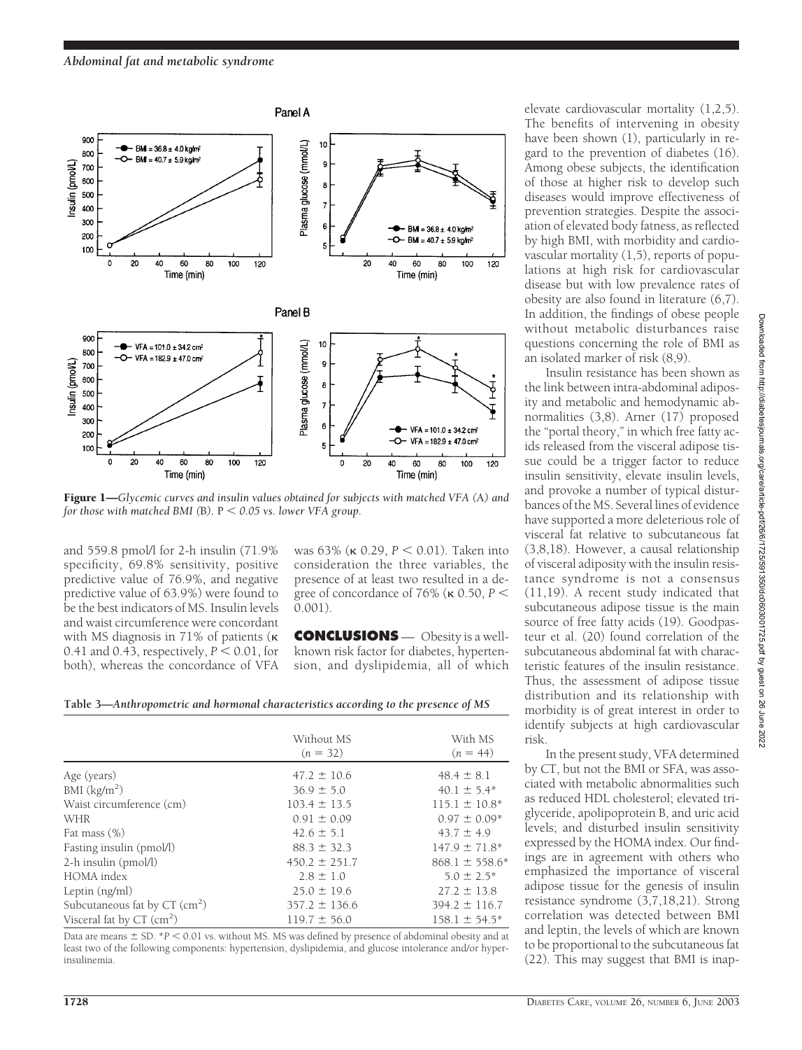Panel A

Insulin (pmol/L)
900
800
700
600
500
400
300
200
100
0 20 40 60 80 100 120
Time (min)
BMI = 36.8 ± 4.0 kg/m²
BMI = 40.7 ± 5.9 kg/m²

Plasma glucose (mmol/L)
10
9
8
7
6
5
20 40 60 80 100 120
Time (min)
BMI = 36.8 ± 4.0 kg/m²
BMI = 40.7 ± 5.9 kg/m²

Panel B

Insulin (pmol/L)
900
800
700
600
500
400
300
200
100
0 20 40 60 80 100 120
Time (min)
VFA = 101.0 ± 34.2 cm²
VFA = 182.9 ± 47.0 cm²
*

Plasma glucose (mmol/L)
10
9
8
7
6
5
0 20 40 60 80 100 120
Time (min)
VFA = 101.0 ± 34.2 cm²
VFA = 182.9 ± 47.0 cm²
*
*
*

**Figure 1**—*Glycemic curves and insulin values obtained for subjects with matched VFA (A) and for those with matched BMI (B).* $P < 0.05$ *vs. lower VFA group.*

and 559.8 pmol/l for 2-h insulin (71.9% specificity, 69.8% sensitivity, positive predictive value of 76.9%, and negative predictive value of 63.9%) were found to be the best indicators of MS. Insulin levels and waist circumference were concordant with MS diagnosis in 71% of patients ($\kappa$ 0.41 and 0.43, respectively, $P < 0.01$, for both), whereas the concordance of VFA was 63% ($\kappa$ 0.29, $P < 0.01$). Taken into consideration the three variables, the presence of at least two resulted in a degree of concordance of 76% ($\kappa$ 0.50, $P < 0.001$).

**Table 3**—*Anthropometric and hormonal characteristics according to the presence of MS*

| | Without MS ($n$ = 32) | With MS ($n$ = 44) |
|---|---|---|
| Age (years) | 47.2 ± 10.6 | 48.4 ± 8.1 |
| BMI (kg/m$^2$) | 36.9 ± 5.0 | 40.1 ± 5.4* |
| Waist circumference (cm) | 103.4 ± 13.5 | 115.1 ± 10.8* |
| WHR | 0.91 ± 0.09 | 0.97 ± 0.09* |
| Fat mass (%) | 42.6 ± 5.1 | 43.7 ± 4.9 |
| Fasting insulin (pmol/l) | 88.3 ± 32.3 | 147.9 ± 71.8* |
| 2-h insulin (pmol/l) | 450.2 ± 251.7 | 868.1 ± 558.6* |
| HOMA index | 2.8 ± 1.0 | 5.0 ± 2.5* |
| Leptin (ng/ml) | 25.0 ± 19.6 | 27.2 ± 13.8 |
| Subcutaneous fat by CT (cm$^2$) | 357.2 ± 136.6 | 394.2 ± 116.7 |
| Visceral fat by CT (cm$^2$) | 119.7 ± 56.0 | 158.1 ± 54.5* |

Data are means ± SD. *$P < 0.01$ vs. without MS. MS was defined by presence of abdominal obesity and at least two of the following components: hypertension, dyslipidemia, and glucose intolerance and/or hyperinsulinemia.

## CONCLUSIONS

Obesity is a well-known risk factor for diabetes, hypertension, and dyslipidemia, all of which elevate cardiovascular mortality (1,2,5). The benefits of intervening in obesity have been shown (1), particularly in regard to the prevention of diabetes (16). Among obese subjects, the identification of those at higher risk to develop such diseases would improve effectiveness of prevention strategies. Despite the association of elevated body fatness, as reflected by high BMI, with morbidity and cardiovascular mortality (1,5), reports of populations at high risk for cardiovascular disease but with low prevalence rates of obesity are also found in literature (6,7). In addition, the findings of obese people without metabolic disturbances raise questions concerning the role of BMI as an isolated marker of risk (8,9).

Insulin resistance has been shown as the link between intra-abdominal adiposity and metabolic and hemodynamic abnormalities (3,8). Arner (17) proposed the "portal theory," in which free fatty acids released from the visceral adipose tissue could be a trigger factor to reduce insulin sensitivity, elevate insulin levels, and provoke a number of typical disturbances of the MS. Several lines of evidence have supported a more deleterious role of visceral fat relative to subcutaneous fat (3,8,18). However, a causal relationship of visceral adiposity with the insulin resistance syndrome is not a consensus (11,19). A recent study indicated that subcutaneous adipose tissue is the main source of free fatty acids (19). Goodpaster et al. (20) found correlation of the subcutaneous abdominal fat with characteristic features of the insulin resistance. Thus, the assessment of adipose tissue distribution and its relationship with morbidity is of great interest in order to identify subjects at high cardiovascular risk.

In the present study, VFA determined by CT, but not the BMI or SFA, was associated with metabolic abnormalities such as reduced HDL cholesterol; elevated triglyceride, apolipoprotein B, and uric acid levels; and disturbed insulin sensitivity expressed by the HOMA index. Our findings are in agreement with others who emphasized the importance of visceral adipose tissue for the genesis of insulin resistance syndrome (3,7,18,21). Strong correlation was detected between BMI and leptin, the levels of which are known to be proportional to the subcutaneous fat (22). This may suggest that BMI is inap-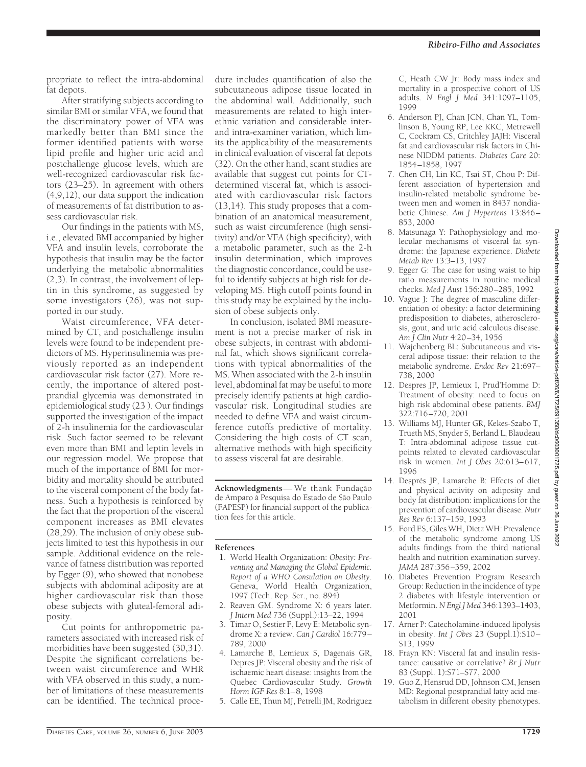propriate to reflect the intra-abdominal fat depots.

After stratifying subjects according to similar BMI or similar VFA, we found that the discriminatory power of VFA was markedly better than BMI since the former identified patients with worse lipid profile and higher uric acid and postchallenge glucose levels, which are well-recognized cardiovascular risk factors (23–25). In agreement with others (4,9,12), our data support the indication of measurements of fat distribution to assess cardiovascular risk.

Our findings in the patients with MS, i.e., elevated BMI accompanied by higher VFA and insulin levels, corroborate the hypothesis that insulin may be the factor underlying the metabolic abnormalities (2,3). In contrast, the involvement of leptin in this syndrome, as suggested by some investigators (26), was not supported in our study.

Waist circumference, VFA determined by CT, and postchallenge insulin levels were found to be independent predictors of MS. Hyperinsulinemia was previously reported as an independent cardiovascular risk factor (27). More recently, the importance of altered postprandial glycemia was demonstrated in epidemiological study (23 ). Our findings supported the investigation of the impact of 2-h insulinemia for the cardiovascular risk. Such factor seemed to be relevant even more than BMI and leptin levels in our regression model. We propose that much of the importance of BMI for morbidity and mortality should be attributed to the visceral component of the body fatness. Such a hypothesis is reinforced by the fact that the proportion of the visceral component increases as BMI elevates (28,29). The inclusion of only obese subjects limited to test this hypothesis in our sample. Additional evidence on the relevance of fatness distribution was reported by Egger (9), who showed that nonobese subjects with abdominal adiposity are at higher cardiovascular risk than those obese subjects with gluteal-femoral adiposity.

Cut points for anthropometric parameters associated with increased risk of morbidities have been suggested (30,31). Despite the significant correlations between waist circumference and WHR with VFA observed in this study, a number of limitations of these measurements can be identified. The technical procedure includes quantification of also the subcutaneous adipose tissue located in the abdominal wall. Additionally, such measurements are related to high interethnic variation and considerable inter- and intra-examiner variation, which limits the applicability of the measurements in clinical evaluation of visceral fat depots (32). On the other hand, scant studies are available that suggest cut points for CT-determined visceral fat, which is associated with cardiovascular risk factors (13,14). This study proposes that a combination of an anatomical measurement, such as waist circumference (high sensitivity) and/or VFA (high specificity), with a metabolic parameter, such as the 2-h insulin determination, which improves the diagnostic concordance, could be useful to identify subjects at high risk for developing MS. High cutoff points found in this study may be explained by the inclusion of obese subjects only.

In conclusion, isolated BMI measurement is not a precise marker of risk in obese subjects, in contrast with abdominal fat, which shows significant correlations with typical abnormalities of the MS. When associated with the 2-h insulin level, abdominal fat may be useful to more precisely identify patients at high cardiovascular risk. Longitudinal studies are needed to define VFA and waist circumference cutoffs predictive of mortality. Considering the high costs of CT scan, alternative methods with high specificity to assess visceral fat are desirable.

**Acknowledgments**— We thank Fundação de Amparo à Pesquisa do Estado de São Paulo (FAPESP) for financial support of the publication fees for this article.

## References

1. World Health Organization: *Obesity: Preventing and Managing the Global Epidemic. Report of a WHO Consulation on Obesity*. Geneva, World Health Organization, 1997 (Tech. Rep. Ser., no. 894)
2. Reaven GM. Syndrome X: 6 years later. *J Intern Med* 736 (Suppl.):13–22, 1994
3. Timar O, Sestier F, Levy E: Metabolic syndrome X: a review. *Can J Cardiol* 16:779–789, 2000
4. Lamarche B, Lemieux S, Dagenais GR, Depres JP: Visceral obesity and the risk of ischaemic heart disease: insights from the Quebec Cardiovascular Study. *Growth Horm IGF Res* 8:1–8, 1998
5. Calle EE, Thun MJ, Petrelli JM, Rodriguez C, Heath CW Jr: Body mass index and mortality in a prospective cohort of US adults. *N Engl J Med* 341:1097–1105, 1999
6. Anderson PJ, Chan JCN, Chan YL, Tomlinson B, Young RP, Lee KKC, Metrewell C, Cockram CS, Critchley JAJH: Visceral fat and cardiovascular risk factors in Chinese NIDDM patients. *Diabetes Care* 20: 1854–1858, 1997
7. Chen CH, Lin KC, Tsai ST, Chou P: Different association of hypertension and insulin-related metabolic syndrome between men and women in 8437 nondiabetic Chinese. *Am J Hypertens* 13:846–853, 2000
8. Matsunaga Y: Pathophysiology and molecular mechanisms of visceral fat syndrome: the Japanese experience. *Diabete Metab Rev* 13:3–13, 1997
9. Egger G: The case for using waist to hip ratio measurements in routine medical checks. *Med J Aust* 156:280–285, 1992
10. Vague J: The degree of masculine differentiation of obesity: a factor determining predisposition to diabetes, atherosclerosis, gout, and uric acid calculous disease. *Am J Clin Nutr* 4:20–34, 1956
11. Wajchenberg BL: Subcutaneous and visceral adipose tissue: their relation to the metabolic syndrome. *Endoc Rev* 21:697–738, 2000
12. Despres JP, Lemieux I, Prud'Homme D: Treatment of obesity: need to focus on high risk abdominal obese patients. *BMJ* 322:716–720, 2001
13. Williams MJ, Hunter GR, Kekes-Szabo T, Trueth MS, Snyder S, Berland L, Blaudeau T: Intra-abdominal adipose tissue cut-points related to elevated cardiovascular risk in women. *Int J Obes* 20:613–617, 1996
14. Després JP, Lamarche B: Effects of diet and physical activity on adiposity and body fat distribution: implications for the prevention of cardiovascular disease. *Nutr Res Rev* 6:137–159, 1993
15. Ford ES, Giles WH, Dietz WH: Prevalence of the metabolic syndrome among US adults findings from the third national health and nutrition examination survey. *JAMA* 287:356–359, 2002
16. Diabetes Prevention Program Research Group: Reduction in the incidence of type 2 diabetes with lifestyle intervention or Metformin. *N Engl J Med* 346:1393–1403, 2001
17. Arner P: Catecholamine-induced lipolysis in obesity. *Int J Obes* 23 (Suppl.1):S10–S13, 1999
18. Frayn KN: Visceral fat and insulin resistance: causative or correlative? *Br J Nutr* 83 (Suppl. 1):S71–S77, 2000
19. Guo Z, Hensrud DD, Johnson CM, Jensen MD: Regional postprandial fatty acid metabolism in different obesity phenotypes.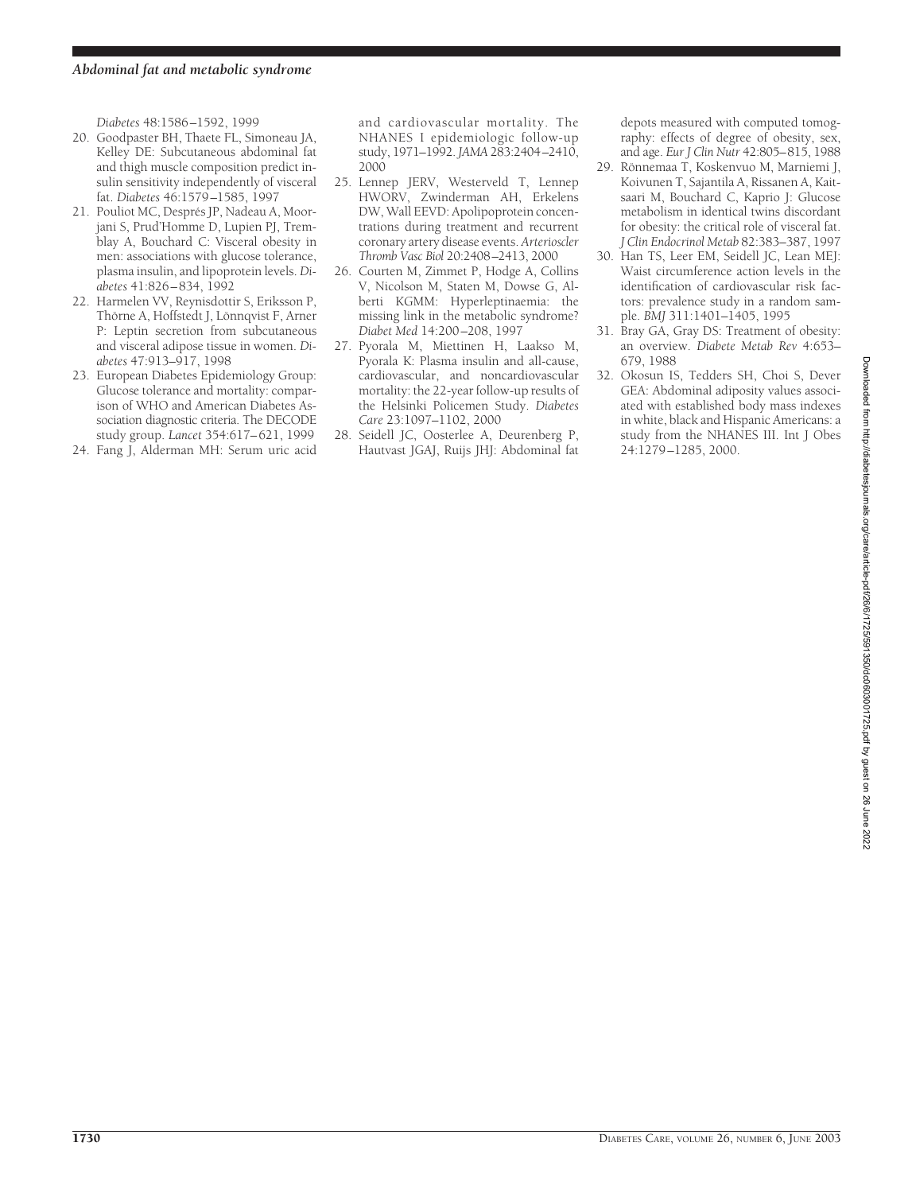*Diabetes* 48:1586–1592, 1999

20. Goodpaster BH, Thaete FL, Simoneau JA, Kelley DE: Subcutaneous abdominal fat and thigh muscle composition predict insulin sensitivity independently of visceral fat. *Diabetes* 46:1579–1585, 1997
21. Pouliot MC, Després JP, Nadeau A, Moorjani S, Prud'Homme D, Lupien PJ, Tremblay A, Bouchard C: Visceral obesity in men: associations with glucose tolerance, plasma insulin, and lipoprotein levels. *Diabetes* 41:826–834, 1992
22. Harmelen VV, Reynisdottir S, Eriksson P, Thörne A, Hoffstedt J, Lönnqvist F, Arner P: Leptin secretion from subcutaneous and visceral adipose tissue in women. *Diabetes* 47:913–917, 1998
23. European Diabetes Epidemiology Group: Glucose tolerance and mortality: comparison of WHO and American Diabetes Association diagnostic criteria. The DECODE study group. *Lancet* 354:617–621, 1999
24. Fang J, Alderman MH: Serum uric acid and cardiovascular mortality. The NHANES I epidemiologic follow-up study, 1971–1992. *JAMA* 283:2404–2410, 2000
25. Lennep JERV, Westerveld T, Lennep HWORV, Zwinderman AH, Erkelens DW, Wall EEVD: Apolipoprotein concentrations during treatment and recurrent coronary artery disease events. *Arterioscler Thromb Vasc Biol* 20:2408–2413, 2000
26. Courten M, Zimmet P, Hodge A, Collins V, Nicolson M, Staten M, Dowse G, Alberti KGMM: Hyperleptinaemia: the missing link in the metabolic syndrome? *Diabet Med* 14:200–208, 1997
27. Pyorala M, Miettinen H, Laakso M, Pyorala K: Plasma insulin and all-cause, cardiovascular, and noncardiovascular mortality: the 22-year follow-up results of the Helsinki Policemen Study. *Diabetes Care* 23:1097–1102, 2000
28. Seidell JC, Oosterlee A, Deurenberg P, Hautvast JGAJ, Ruijs JHJ: Abdominal fat depots measured with computed tomography: effects of degree of obesity, sex, and age. *Eur J Clin Nutr* 42:805–815, 1988
29. Rönnemaa T, Koskenvuo M, Marniemi J, Koivunen T, Sajantila A, Rissanen A, Kaitsaari M, Bouchard C, Kaprio J: Glucose metabolism in identical twins discordant for obesity: the critical role of visceral fat. *J Clin Endocrinol Metab* 82:383–387, 1997
30. Han TS, Leer EM, Seidell JC, Lean MEJ: Waist circumference action levels in the identification of cardiovascular risk factors: prevalence study in a random sample. *BMJ* 311:1401–1405, 1995
31. Bray GA, Gray DS: Treatment of obesity: an overview. *Diabete Metab Rev* 4:653–679, 1988
32. Okosun IS, Tedders SH, Choi S, Dever GEA: Abdominal adiposity values associated with established body mass indexes in white, black and Hispanic Americans: a study from the NHANES III. Int J Obes 24:1279–1285, 2000.